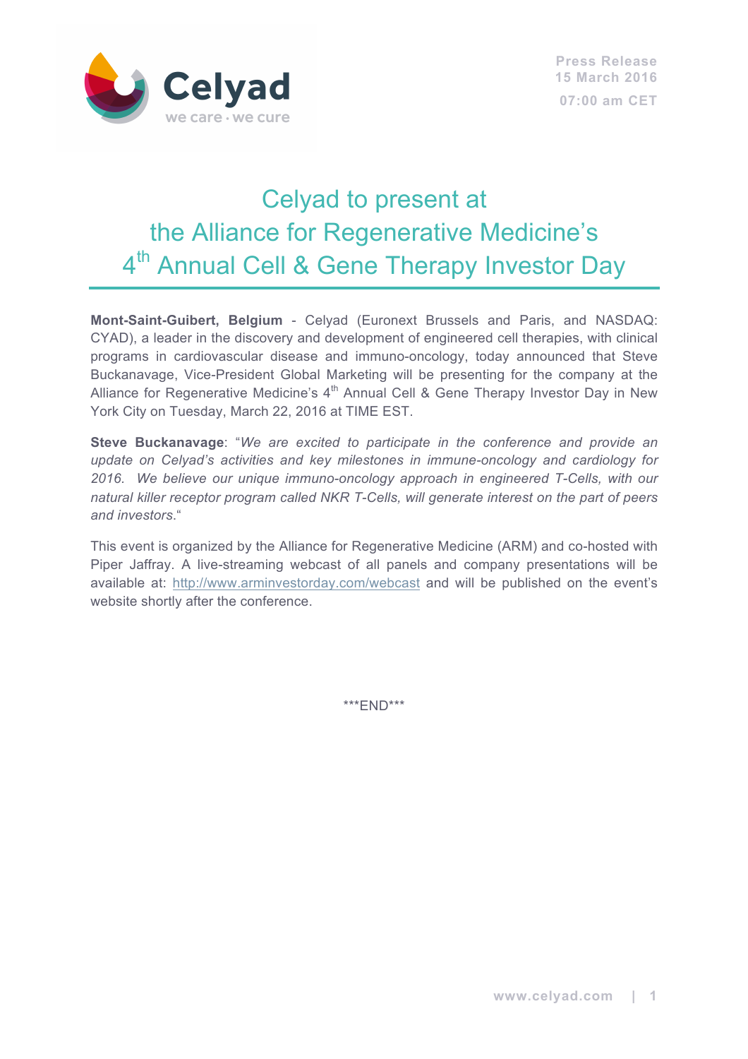Press Release
15 March 2016
07:00 am CET

# Celyad to present at the Alliance for Regenerative Medicine's 4th Annual Cell & Gene Therapy Investor Day

**Mont-Saint-Guibert, Belgium** - Celyad (Euronext Brussels and Paris, and NASDAQ: CYAD), a leader in the discovery and development of engineered cell therapies, with clinical programs in cardiovascular disease and immuno-oncology, today announced that Steve Buckanavage, Vice-President Global Marketing will be presenting for the company at the Alliance for Regenerative Medicine's 4th Annual Cell & Gene Therapy Investor Day in New York City on Tuesday, March 22, 2016 at TIME EST.

**Steve Buckanavage**: "*We are excited to participate in the conference and provide an update on Celyad's activities and key milestones in immune-oncology and cardiology for 2016. We believe our unique immuno-oncology approach in engineered T-Cells, with our natural killer receptor program called NKR T-Cells, will generate interest on the part of peers and investors*."

This event is organized by the Alliance for Regenerative Medicine (ARM) and co-hosted with Piper Jaffray. A live-streaming webcast of all panels and company presentations will be available at: http://www.arminvestorday.com/webcast and will be published on the event's website shortly after the conference.

***END***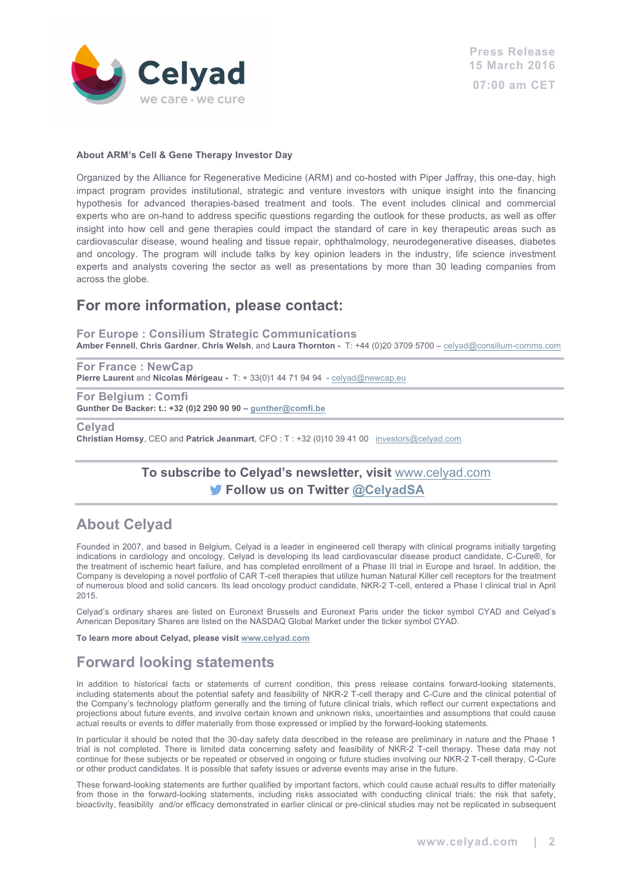**About ARM's Cell & Gene Therapy Investor Day**

Organized by the Alliance for Regenerative Medicine (ARM) and co-hosted with Piper Jaffray, this one-day, high impact program provides institutional, strategic and venture investors with unique insight into the financing hypothesis for advanced therapies-based treatment and tools. The event includes clinical and commercial experts who are on-hand to address specific questions regarding the outlook for these products, as well as offer insight into how cell and gene therapies could impact the standard of care in key therapeutic areas such as cardiovascular disease, wound healing and tissue repair, ophthalmology, neurodegenerative diseases, diabetes and oncology. The program will include talks by key opinion leaders in the industry, life science investment experts and analysts covering the sector as well as presentations by more than 30 leading companies from across the globe.

## For more information, please contact:

### For Europe : Consilium Strategic Communications

**Amber Fennell**, **Chris Gardner**, **Chris Welsh**, and **Laura Thornton -** T: +44 (0)20 3709 5700 – celyad@consilium-comms.com

### For France : NewCap

**Pierre Laurent** and **Nicolas Mérigeau -** T: + 33(0)1 44 71 94 94 - celyad@newcap.eu

### For Belgium : Comfi

**Gunther De Backer: t.: +32 (0)2 290 90 90 – gunther@comfi.be**

### Celyad

**Christian Homsy**, CEO and **Patrick Jeanmart**, CFO : T : +32 (0)10 39 41 00 investors@celyad.com

**To subscribe to Celyad's newsletter, visit www.celyad.com**

**Follow us on Twitter @CelyadSA**

## About Celyad

Founded in 2007, and based in Belgium, Celyad is a leader in engineered cell therapy with clinical programs initially targeting indications in cardiology and oncology. Celyad is developing its lead cardiovascular disease product candidate, C-Cure®, for the treatment of ischemic heart failure, and has completed enrollment of a Phase III trial in Europe and Israel. In addition, the Company is developing a novel portfolio of CAR T-cell therapies that utilize human Natural Killer cell receptors for the treatment of numerous blood and solid cancers. Its lead oncology product candidate, NKR-2 T-cell, entered a Phase I clinical trial in April 2015.

Celyad's ordinary shares are listed on Euronext Brussels and Euronext Paris under the ticker symbol CYAD and Celyad's American Depositary Shares are listed on the NASDAQ Global Market under the ticker symbol CYAD.

**To learn more about Celyad, please visit www.celyad.com**

## Forward looking statements

In addition to historical facts or statements of current condition, this press release contains forward-looking statements, including statements about the potential safety and feasibility of NKR-2 T-cell therapy and C-Cure and the clinical potential of the Company's technology platform generally and the timing of future clinical trials, which reflect our current expectations and projections about future events, and involve certain known and unknown risks, uncertainties and assumptions that could cause actual results or events to differ materially from those expressed or implied by the forward-looking statements.

In particular it should be noted that the 30-day safety data described in the release are preliminary in nature and the Phase 1 trial is not completed. There is limited data concerning safety and feasibility of NKR-2 T-cell therapy. These data may not continue for these subjects or be repeated or observed in ongoing or future studies involving our NKR-2 T-cell therapy, C-Cure or other product candidates. It is possible that safety issues or adverse events may arise in the future.

These forward-looking statements are further qualified by important factors, which could cause actual results to differ materially from those in the forward-looking statements, including risks associated with conducting clinical trials; the risk that safety, bioactivity, feasibility and/or efficacy demonstrated in earlier clinical or pre-clinical studies may not be replicated in subsequent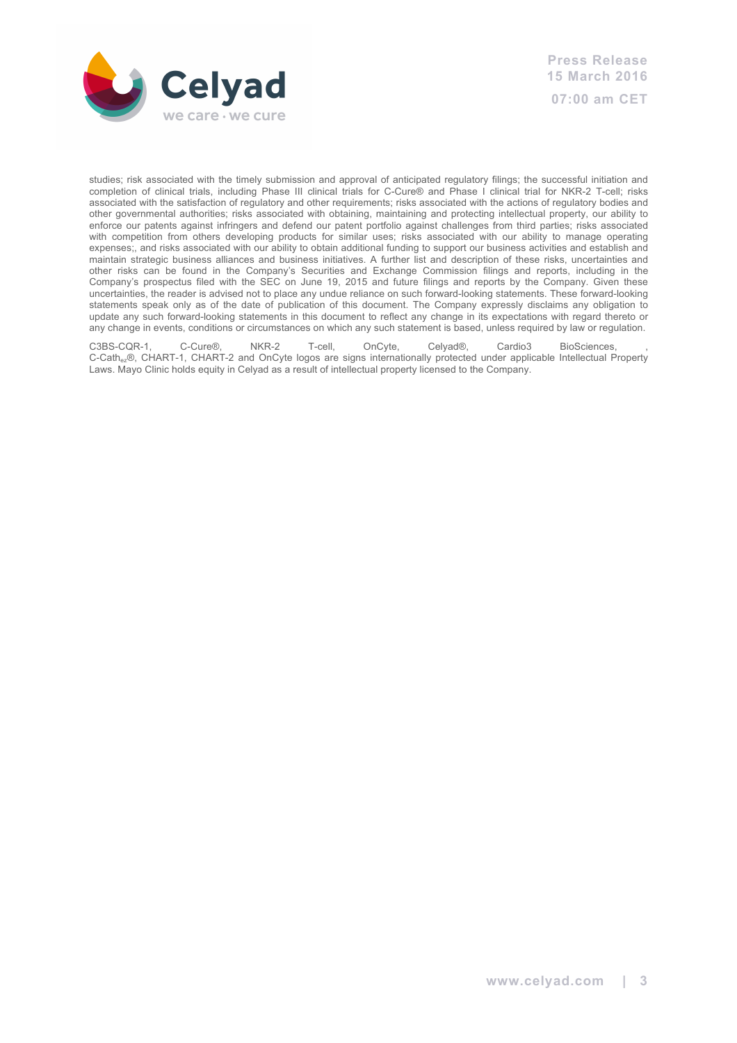studies; risk associated with the timely submission and approval of anticipated regulatory filings; the successful initiation and completion of clinical trials, including Phase III clinical trials for C-Cure® and Phase I clinical trial for NKR-2 T-cell; risks associated with the satisfaction of regulatory and other requirements; risks associated with the actions of regulatory bodies and other governmental authorities; risks associated with obtaining, maintaining and protecting intellectual property, our ability to enforce our patents against infringers and defend our patent portfolio against challenges from third parties; risks associated with competition from others developing products for similar uses; risks associated with our ability to manage operating expenses;, and risks associated with our ability to obtain additional funding to support our business activities and establish and maintain strategic business alliances and business initiatives. A further list and description of these risks, uncertainties and other risks can be found in the Company's Securities and Exchange Commission filings and reports, including in the Company's prospectus filed with the SEC on June 19, 2015 and future filings and reports by the Company. Given these uncertainties, the reader is advised not to place any undue reliance on such forward-looking statements. These forward-looking statements speak only as of the date of publication of this document. The Company expressly disclaims any obligation to update any such forward-looking statements in this document to reflect any change in its expectations with regard thereto or any change in events, conditions or circumstances on which any such statement is based, unless required by law or regulation.

C3BS-CQR-1, C-Cure®, NKR-2 T-cell, OnCyte, Celyad®, Cardio3 BioSciences, , C-Cath$_{ez}$®, CHART-1, CHART-2 and OnCyte logos are signs internationally protected under applicable Intellectual Property Laws. Mayo Clinic holds equity in Celyad as a result of intellectual property licensed to the Company.